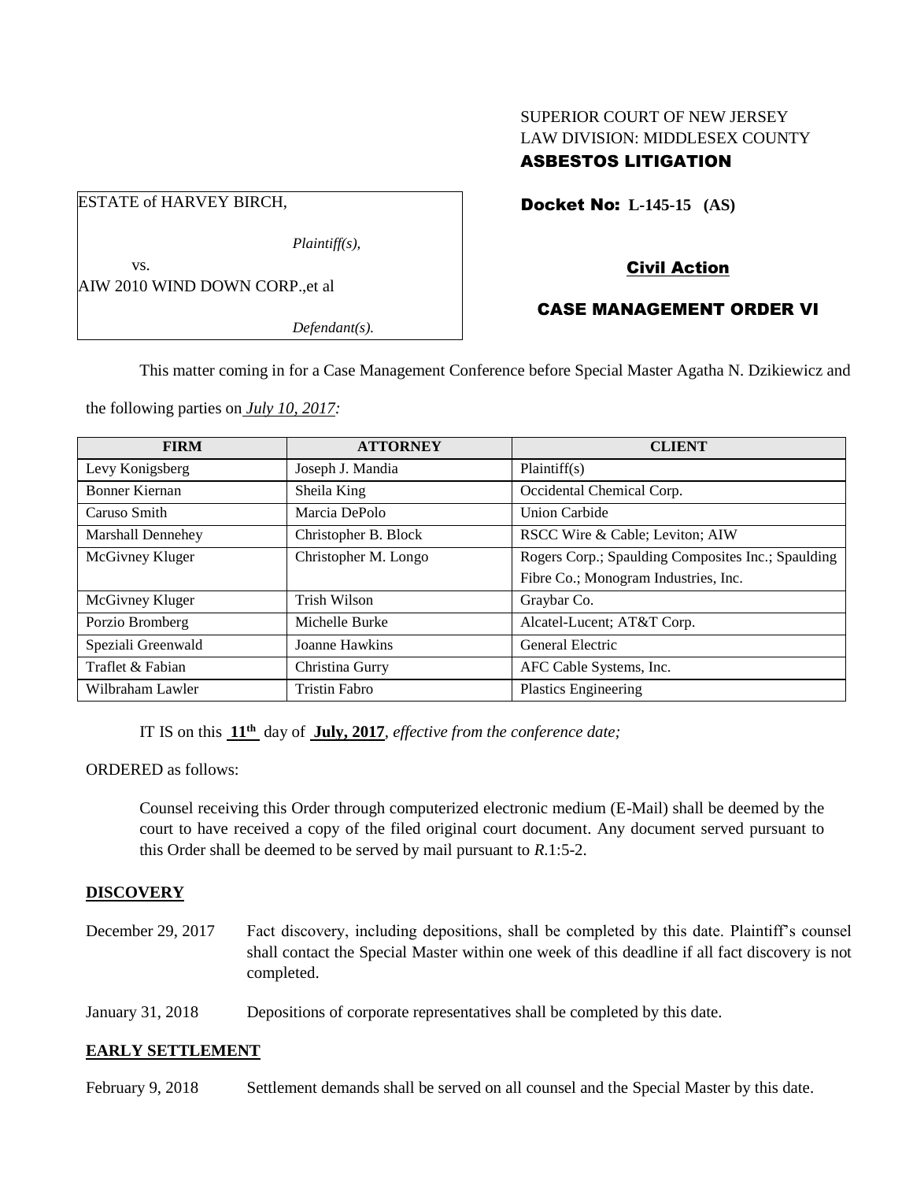SUPERIOR COURT OF NEW JERSEY
LAW DIVISION: MIDDLESEX COUNTY
**ASBESTOS LITIGATION**

ESTATE of HARVEY BIRCH,

*Plaintiff(s),*

vs.

AIW 2010 WIND DOWN CORP.,et al

*Defendant(s).*

**Docket No: L-145-15 (AS)**

**Civil Action**

**CASE MANAGEMENT ORDER VI**

This matter coming in for a Case Management Conference before Special Master Agatha N. Dzikiewicz and the following parties on *July 10, 2017:*

| FIRM | ATTORNEY | CLIENT |
|---|---|---|
| Levy Konigsberg | Joseph J. Mandia | Plaintiff(s) |
| Bonner Kiernan | Sheila King | Occidental Chemical Corp. |
| Caruso Smith | Marcia DePolo | Union Carbide |
| Marshall Dennehey | Christopher B. Block | RSCC Wire & Cable; Leviton; AIW |
| McGivney Kluger | Christopher M. Longo | Rogers Corp.; Spaulding Composites Inc.; Spaulding Fibre Co.; Monogram Industries, Inc. |
| McGivney Kluger | Trish Wilson | Graybar Co. |
| Porzio Bromberg | Michelle Burke | Alcatel-Lucent; AT&T Corp. |
| Speziali Greenwald | Joanne Hawkins | General Electric |
| Traflet & Fabian | Christina Gurry | AFC Cable Systems, Inc. |
| Wilbraham Lawler | Tristin Fabro | Plastics Engineering |

IT IS on this **11th** day of **July, 2017**, *effective from the conference date;*

ORDERED as follows:

Counsel receiving this Order through computerized electronic medium (E-Mail) shall be deemed by the court to have received a copy of the filed original court document. Any document served pursuant to this Order shall be deemed to be served by mail pursuant to *R*.1:5-2.

**DISCOVERY**

December 29, 2017 Fact discovery, including depositions, shall be completed by this date. Plaintiff's counsel shall contact the Special Master within one week of this deadline if all fact discovery is not completed.

January 31, 2018 Depositions of corporate representatives shall be completed by this date.

**EARLY SETTLEMENT**

February 9, 2018 Settlement demands shall be served on all counsel and the Special Master by this date.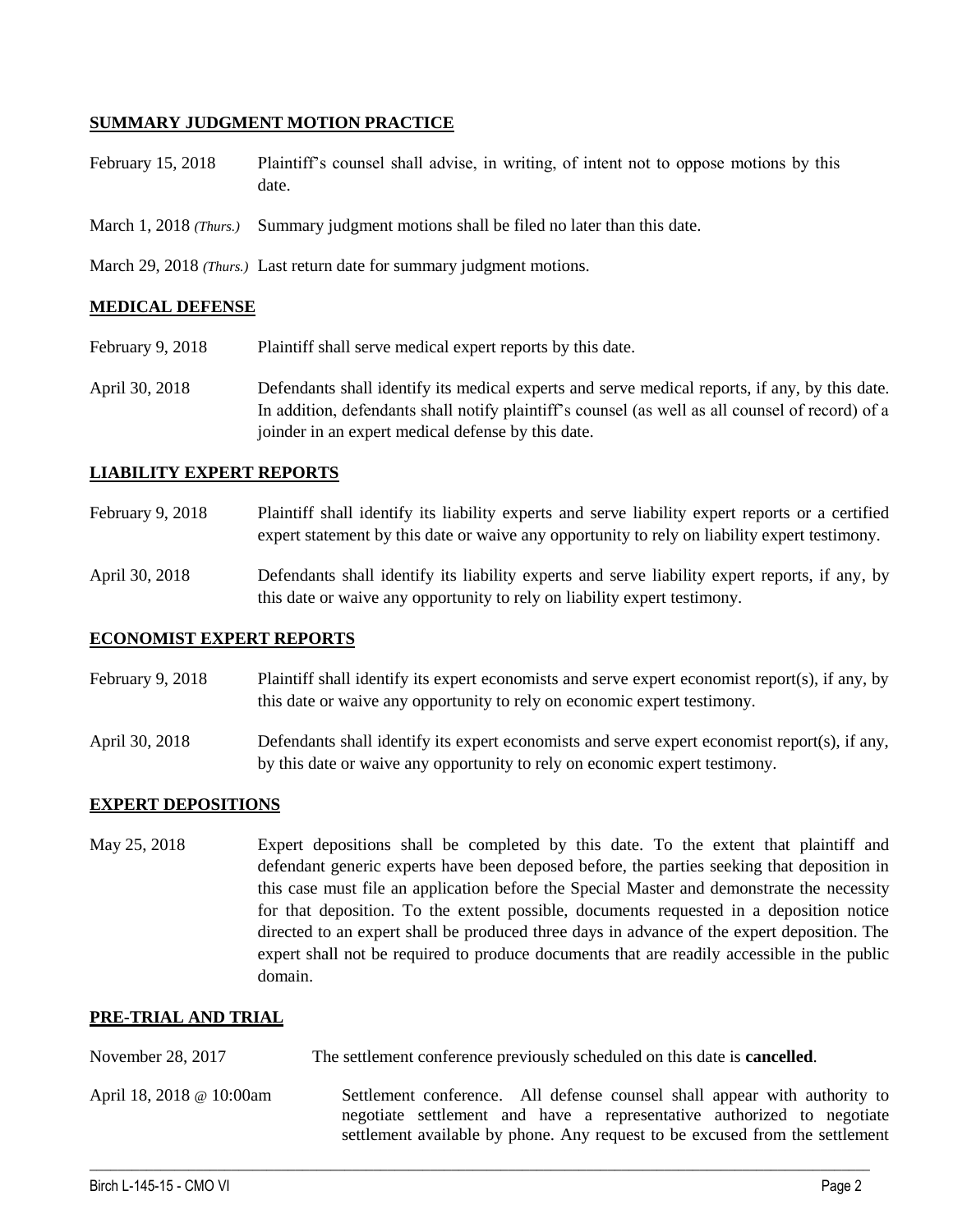## SUMMARY JUDGMENT MOTION PRACTICE

| | |
|---|---|
| February 15, 2018 | Plaintiff's counsel shall advise, in writing, of intent not to oppose motions by this date. |
| March 1, 2018 *(Thurs.)* | Summary judgment motions shall be filed no later than this date. |
| March 29, 2018 *(Thurs.)* | Last return date for summary judgment motions. |

## MEDICAL DEFENSE

| | |
|---|---|
| February 9, 2018 | Plaintiff shall serve medical expert reports by this date. |
| April 30, 2018 | Defendants shall identify its medical experts and serve medical reports, if any, by this date. In addition, defendants shall notify plaintiff's counsel (as well as all counsel of record) of a joinder in an expert medical defense by this date. |

## LIABILITY EXPERT REPORTS

| | |
|---|---|
| February 9, 2018 | Plaintiff shall identify its liability experts and serve liability expert reports or a certified expert statement by this date or waive any opportunity to rely on liability expert testimony. |
| April 30, 2018 | Defendants shall identify its liability experts and serve liability expert reports, if any, by this date or waive any opportunity to rely on liability expert testimony. |

## ECONOMIST EXPERT REPORTS

| | |
|---|---|
| February 9, 2018 | Plaintiff shall identify its expert economists and serve expert economist report(s), if any, by this date or waive any opportunity to rely on economic expert testimony. |
| April 30, 2018 | Defendants shall identify its expert economists and serve expert economist report(s), if any, by this date or waive any opportunity to rely on economic expert testimony. |

## EXPERT DEPOSITIONS

| | |
|---|---|
| May 25, 2018 | Expert depositions shall be completed by this date. To the extent that plaintiff and defendant generic experts have been deposed before, the parties seeking that deposition in this case must file an application before the Special Master and demonstrate the necessity for that deposition. To the extent possible, documents requested in a deposition notice directed to an expert shall be produced three days in advance of the expert deposition. The expert shall not be required to produce documents that are readily accessible in the public domain. |

## PRE-TRIAL AND TRIAL

| | |
|---|---|
| November 28, 2017 | The settlement conference previously scheduled on this date is **cancelled**. |
| April 18, 2018 @ 10:00am | Settlement conference. All defense counsel shall appear with authority to negotiate settlement and have a representative authorized to negotiate settlement available by phone. Any request to be excused from the settlement |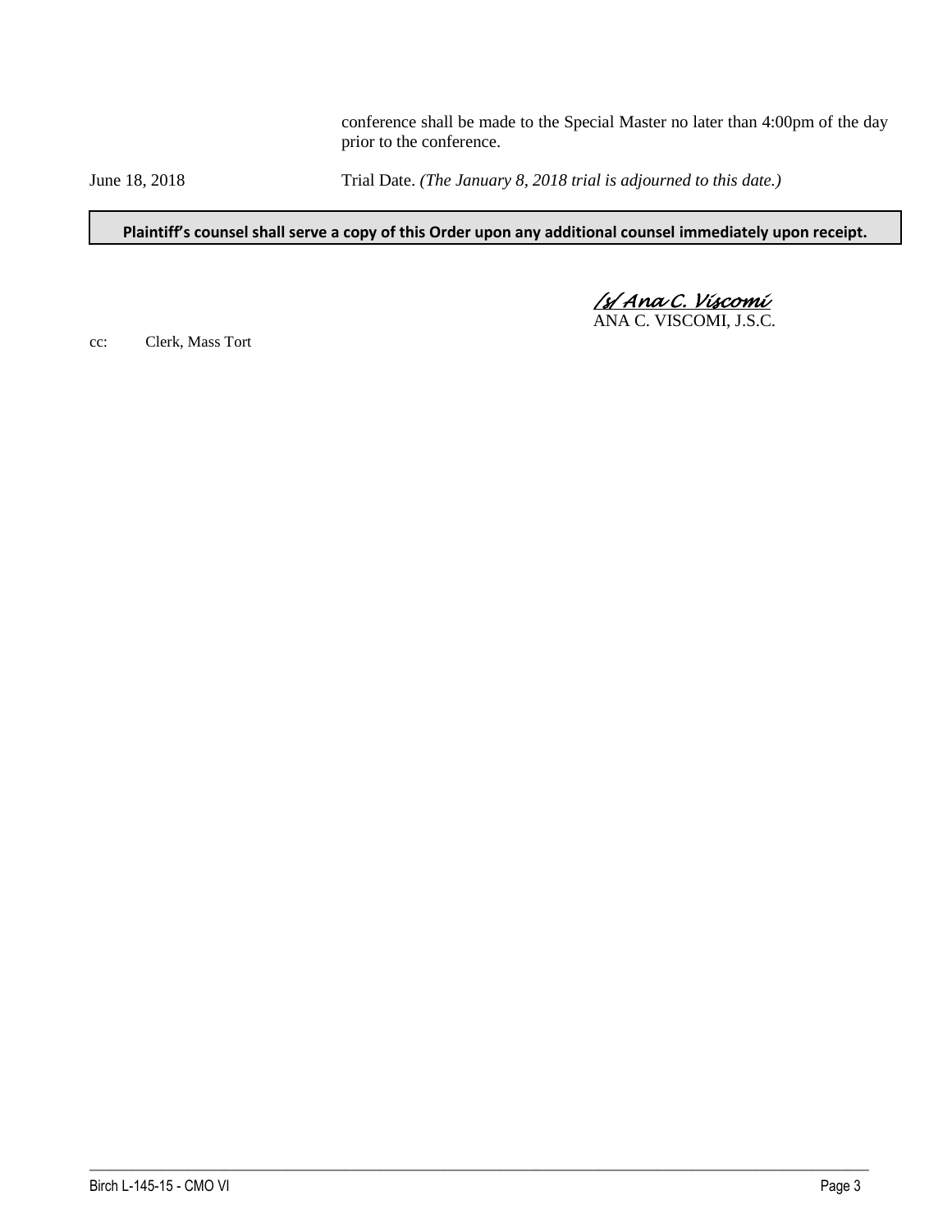| | |
|---|---|
| | conference shall be made to the Special Master no later than 4:00pm of the day prior to the conference. |
| June 18, 2018 | Trial Date. *(The January 8, 2018 trial is adjourned to this date.)* |

**Plaintiff's counsel shall serve a copy of this Order upon any additional counsel immediately upon receipt.**

*/s/ Ana C. Viscomi*
ANA C. VISCOMI, J.S.C.

cc: Clerk, Mass Tort